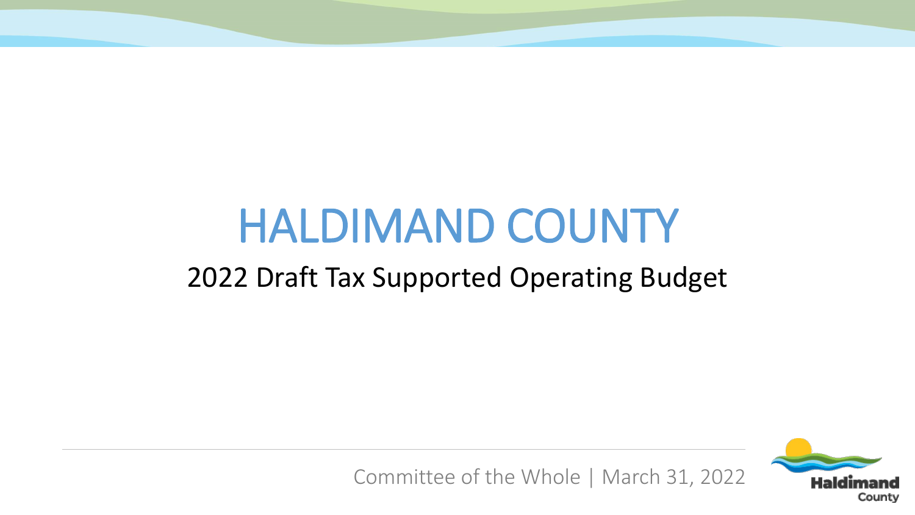# HALDIMAND COUNTY

## 2022 Draft Tax Supported Operating Budget

Committee of the Whole | March 31, 2022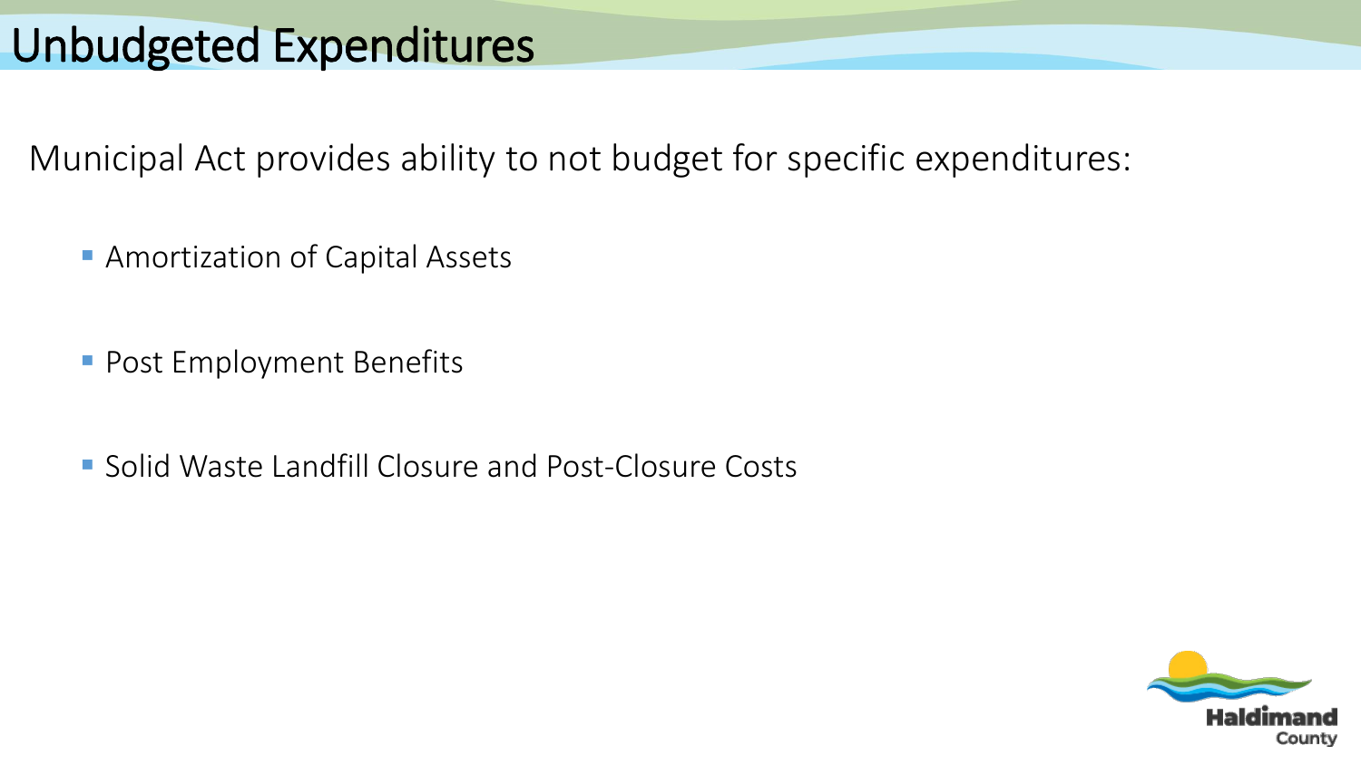# Unbudgeted Expenditures

Municipal Act provides ability to not budget for specific expenditures:

- Amortization of Capital Assets
- Post Employment Benefits
- Solid Waste Landfill Closure and Post-Closure Costs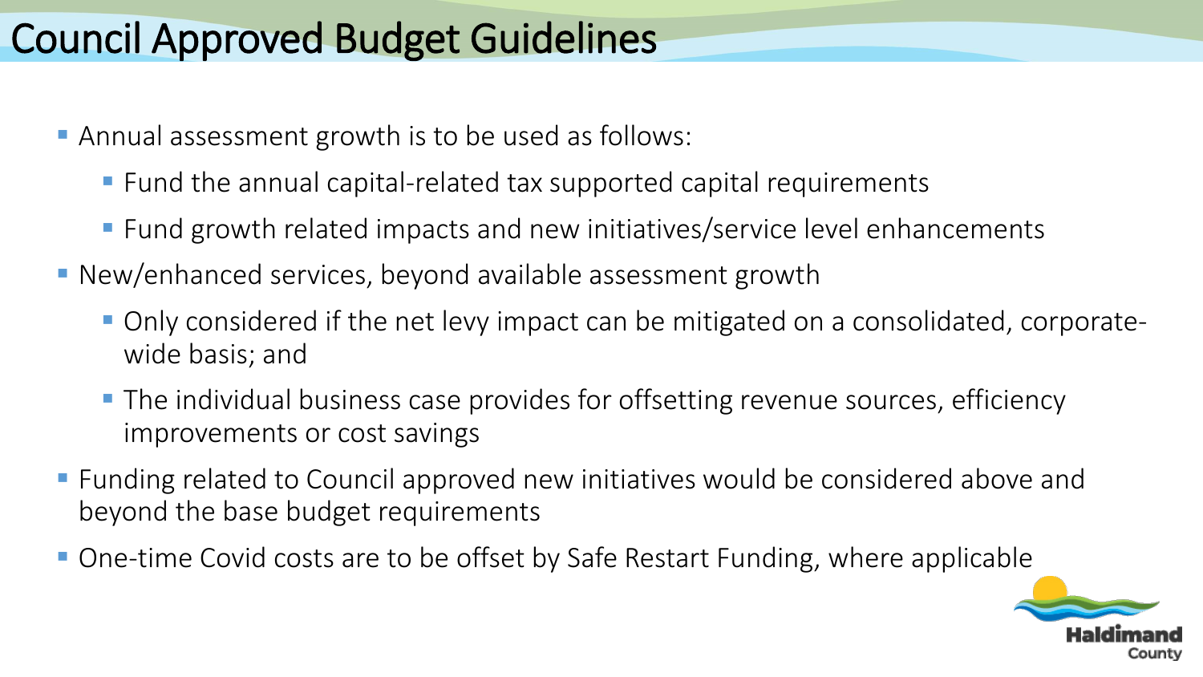# Council Approved Budget Guidelines

- Annual assessment growth is to be used as follows:
  - Fund the annual capital-related tax supported capital requirements
  - Fund growth related impacts and new initiatives/service level enhancements
- New/enhanced services, beyond available assessment growth
  - Only considered if the net levy impact can be mitigated on a consolidated, corporate-wide basis; and
  - The individual business case provides for offsetting revenue sources, efficiency improvements or cost savings
- Funding related to Council approved new initiatives would be considered above and beyond the base budget requirements
- One-time Covid costs are to be offset by Safe Restart Funding, where applicable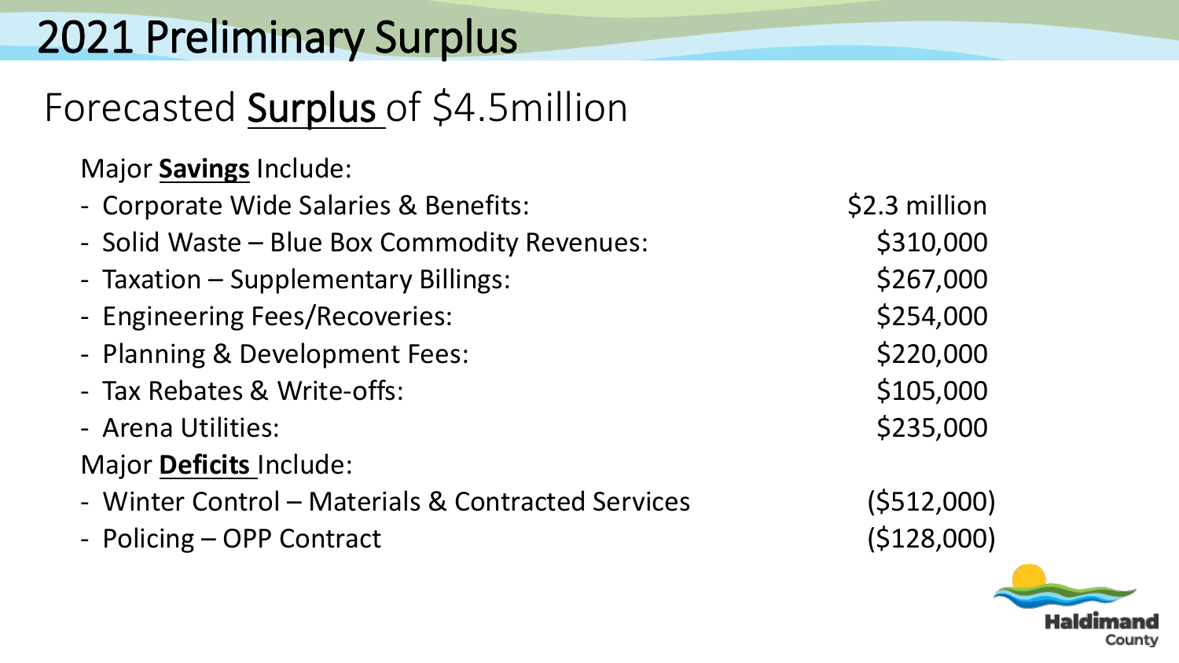# 2021 Preliminary Surplus

## Forecasted **Surplus** of $4.5million

Major **Savings** Include:

| Item | Amount |
|---|---|
| - Corporate Wide Salaries & Benefits: | $2.3 million |
| - Solid Waste – Blue Box Commodity Revenues: | $310,000 |
| - Taxation – Supplementary Billings: | $267,000 |
| - Engineering Fees/Recoveries: | $254,000 |
| - Planning & Development Fees: | $220,000 |
| - Tax Rebates & Write-offs: | $105,000 |
| - Arena Utilities: | $235,000 |

Major **Deficits** Include:

| Item | Amount |
|---|---|
| - Winter Control – Materials & Contracted Services | ($512,000) |
| - Policing – OPP Contract | ($128,000) |

Haldimand County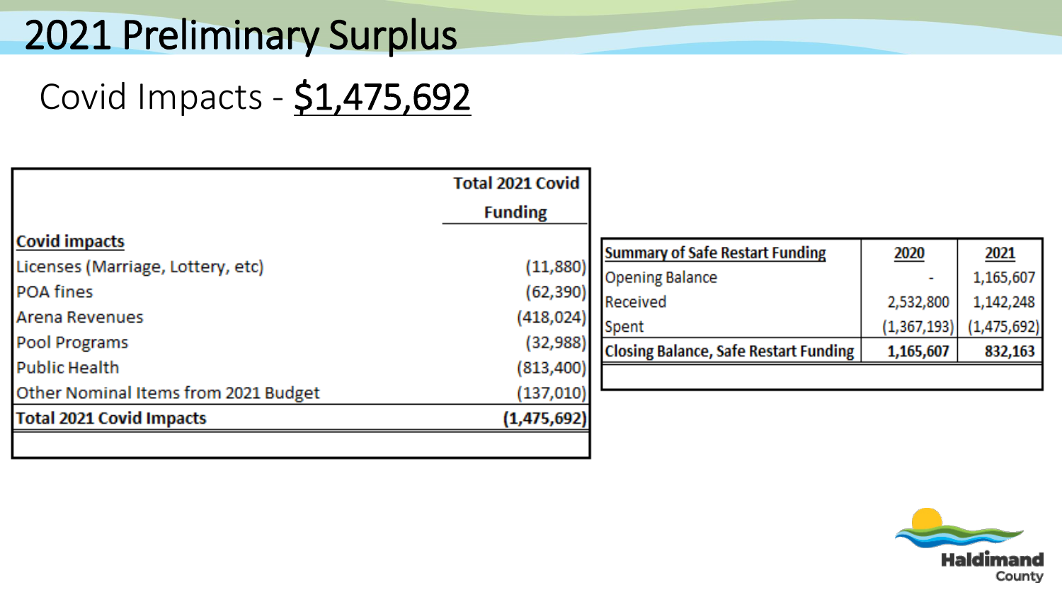# 2021 Preliminary Surplus

## Covid Impacts - $1,475,692

| | Total 2021 Covid Funding |
|---|---|
| **Covid impacts** | |
| Licenses (Marriage, Lottery, etc) | (11,880) |
| POA fines | (62,390) |
| Arena Revenues | (418,024) |
| Pool Programs | (32,988) |
| Public Health | (813,400) |
| Other Nominal Items from 2021 Budget | (137,010) |
| **Total 2021 Covid Impacts** | **(1,475,692)** |

| Summary of Safe Restart Funding | 2020 | 2021 |
|---|---|---|
| Opening Balance | - | 1,165,607 |
| Received | 2,532,800 | 1,142,248 |
| Spent | (1,367,193) | (1,475,692) |
| **Closing Balance, Safe Restart Funding** | **1,165,607** | **832,163** |

Haldimand County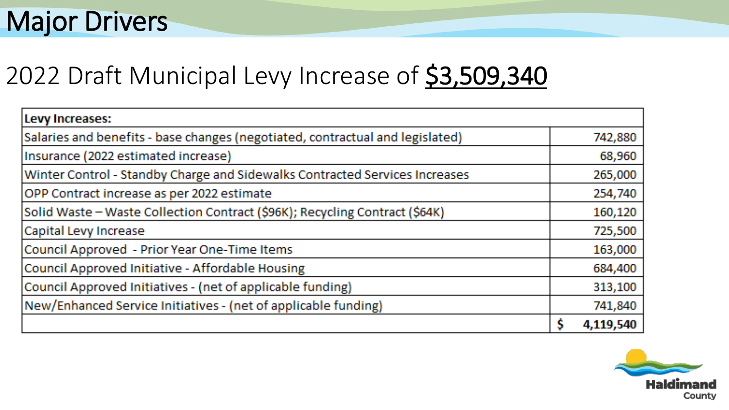# Major Drivers

## 2022 Draft Municipal Levy Increase of **$3,509,340**

| Levy Increases: | |
|---|---|
| Salaries and benefits - base changes (negotiated, contractual and legislated) | 742,880 |
| Insurance (2022 estimated increase) | 68,960 |
| Winter Control - Standby Charge and Sidewalks Contracted Services Increases | 265,000 |
| OPP Contract increase as per 2022 estimate | 254,740 |
| Solid Waste – Waste Collection Contract ($96K); Recycling Contract ($64K) | 160,120 |
| Capital Levy Increase | 725,500 |
| Council Approved - Prior Year One-Time Items | 163,000 |
| Council Approved Initiative - Affordable Housing | 684,400 |
| Council Approved Initiatives - (net of applicable funding) | 313,100 |
| New/Enhanced Service Initiatives - (net of applicable funding) | 741,840 |
| | **$ 4,119,540** |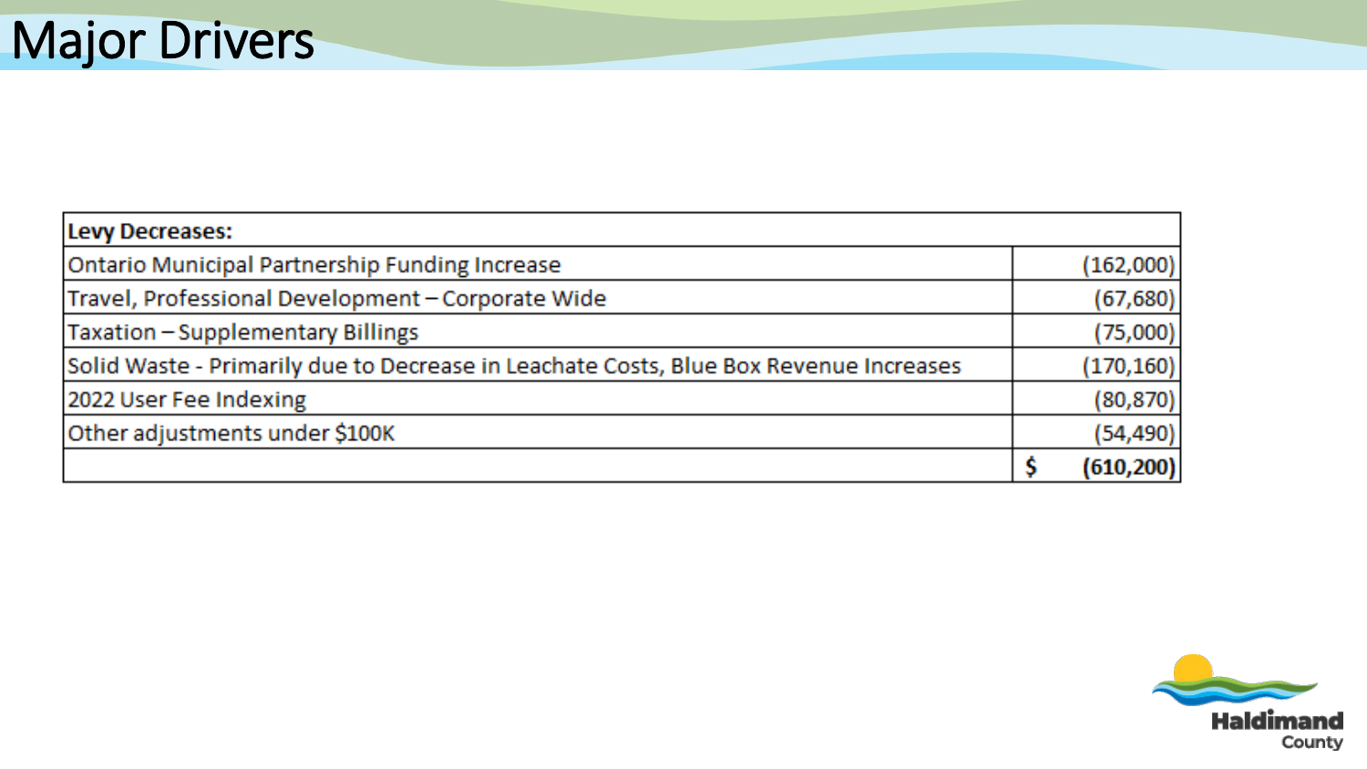# Major Drivers

| Levy Decreases: | |
|---|---|
| Ontario Municipal Partnership Funding Increase | (162,000) |
| Travel, Professional Development – Corporate Wide | (67,680) |
| Taxation – Supplementary Billings | (75,000) |
| Solid Waste - Primarily due to Decrease in Leachate Costs, Blue Box Revenue Increases | (170,160) |
| 2022 User Fee Indexing | (80,870) |
| Other adjustments under $100K | (54,490) |
| | **$ (610,200)** |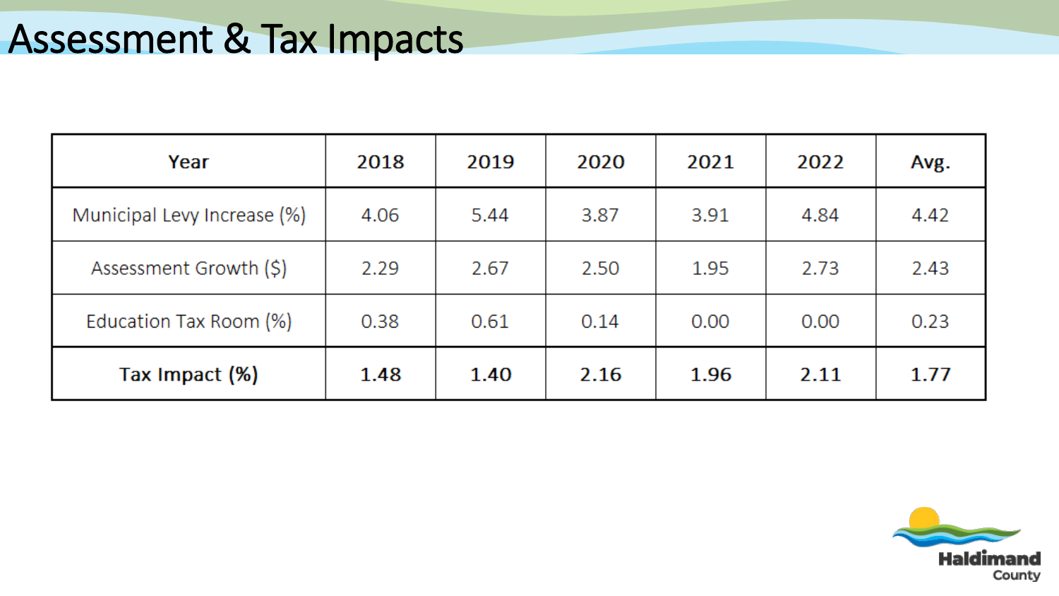# Assessment & Tax Impacts

| Year | 2018 | 2019 | 2020 | 2021 | 2022 | Avg. |
|---|---|---|---|---|---|---|
| Municipal Levy Increase (%) | 4.06 | 5.44 | 3.87 | 3.91 | 4.84 | 4.42 |
| Assessment Growth ($) | 2.29 | 2.67 | 2.50 | 1.95 | 2.73 | 2.43 |
| Education Tax Room (%) | 0.38 | 0.61 | 0.14 | 0.00 | 0.00 | 0.23 |
| **Tax Impact (%)** | **1.48** | **1.40** | **2.16** | **1.96** | **2.11** | **1.77** |

Haldimand County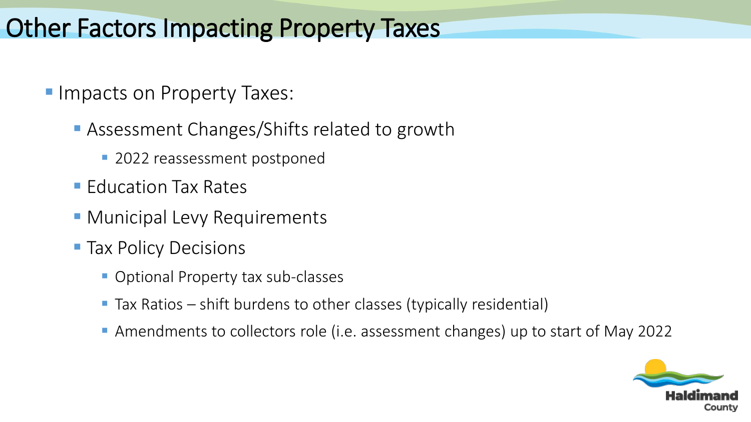# Other Factors Impacting Property Taxes

- Impacts on Property Taxes:
  - Assessment Changes/Shifts related to growth
    - 2022 reassessment postponed
  - Education Tax Rates
  - Municipal Levy Requirements
  - Tax Policy Decisions
    - Optional Property tax sub-classes
    - Tax Ratios – shift burdens to other classes (typically residential)
    - Amendments to collectors role (i.e. assessment changes) up to start of May 2022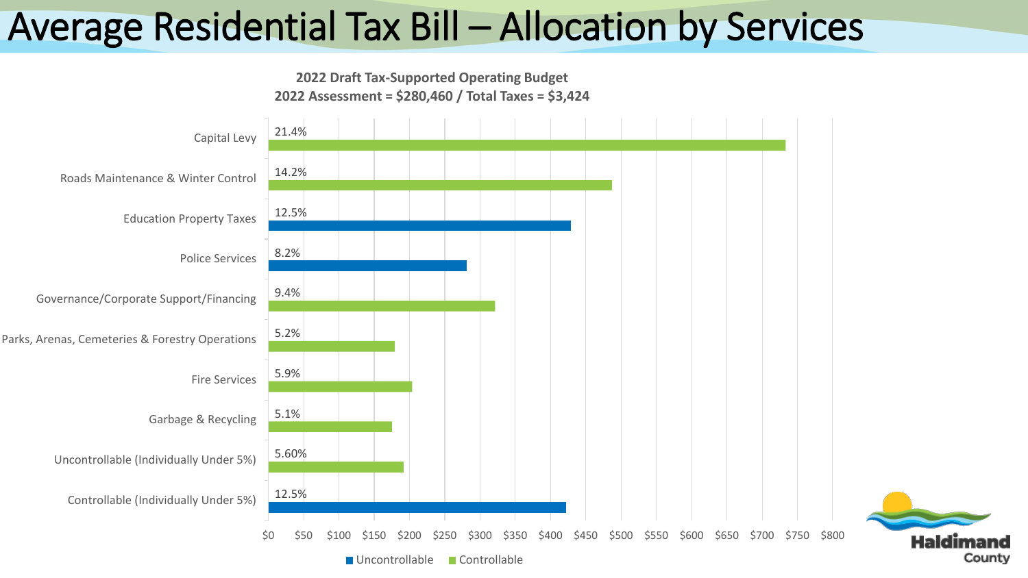# Average Residential Tax Bill – Allocation by Services

**2022 Draft Tax-Supported Operating Budget**
**2022 Assessment = $280,460 / Total Taxes = $3,424**

| Service | Percentage | Category |
|---|---|---|
| Capital Levy | 21.4% | Controllable |
| Roads Maintenance & Winter Control | 14.2% | Controllable |
| Education Property Taxes | 12.5% | Uncontrollable |
| Police Services | 8.2% | Uncontrollable |
| Governance/Corporate Support/Financing | 9.4% | Controllable |
| Parks, Arenas, Cemeteries & Forestry Operations | 5.2% | Controllable |
| Fire Services | 5.9% | Controllable |
| Garbage & Recycling | 5.1% | Controllable |
| Uncontrollable (Individually Under 5%) | 5.60% | Controllable |
| Controllable (Individually Under 5%) | 12.5% | Uncontrollable |

Axis: $0, $50, $100, $150, $200, $250, $300, $350, $400, $450, $500, $550, $600, $650, $700, $750, $800

Legend: Uncontrollable, Controllable

Haldimand County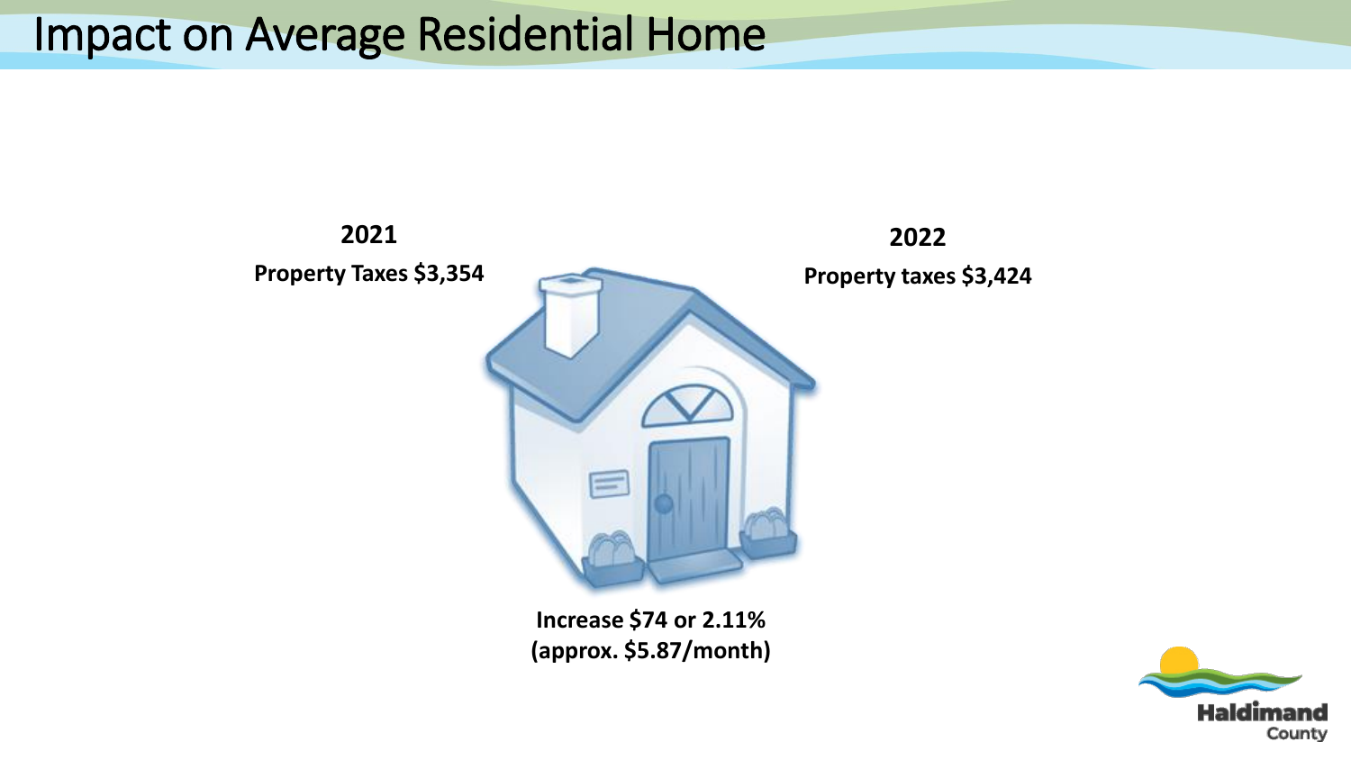# Impact on Average Residential Home

**2021**

**Property Taxes $3,354**

**2022**

**Property taxes $3,424**

**Increase $74 or 2.11%**
**(approx. $5.87/month)**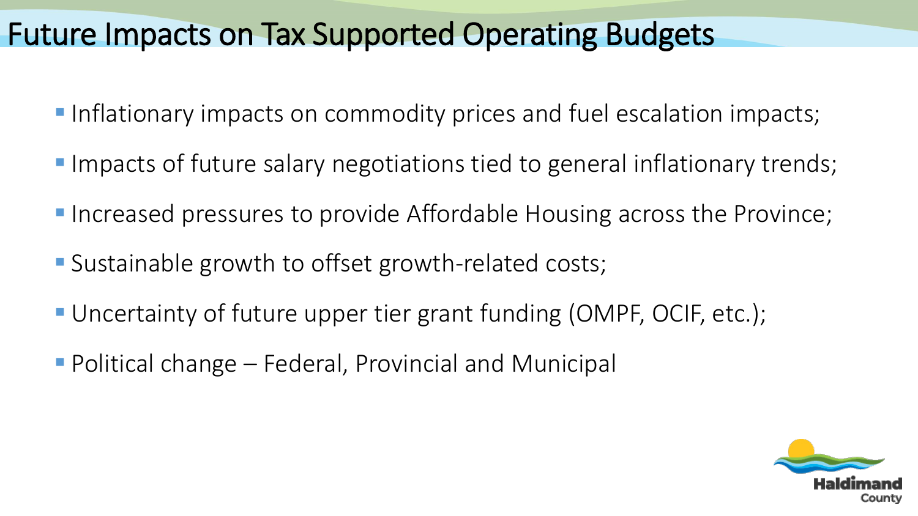# Future Impacts on Tax Supported Operating Budgets

- Inflationary impacts on commodity prices and fuel escalation impacts;
- Impacts of future salary negotiations tied to general inflationary trends;
- Increased pressures to provide Affordable Housing across the Province;
- Sustainable growth to offset growth-related costs;
- Uncertainty of future upper tier grant funding (OMPF, OCIF, etc.);
- Political change – Federal, Provincial and Municipal